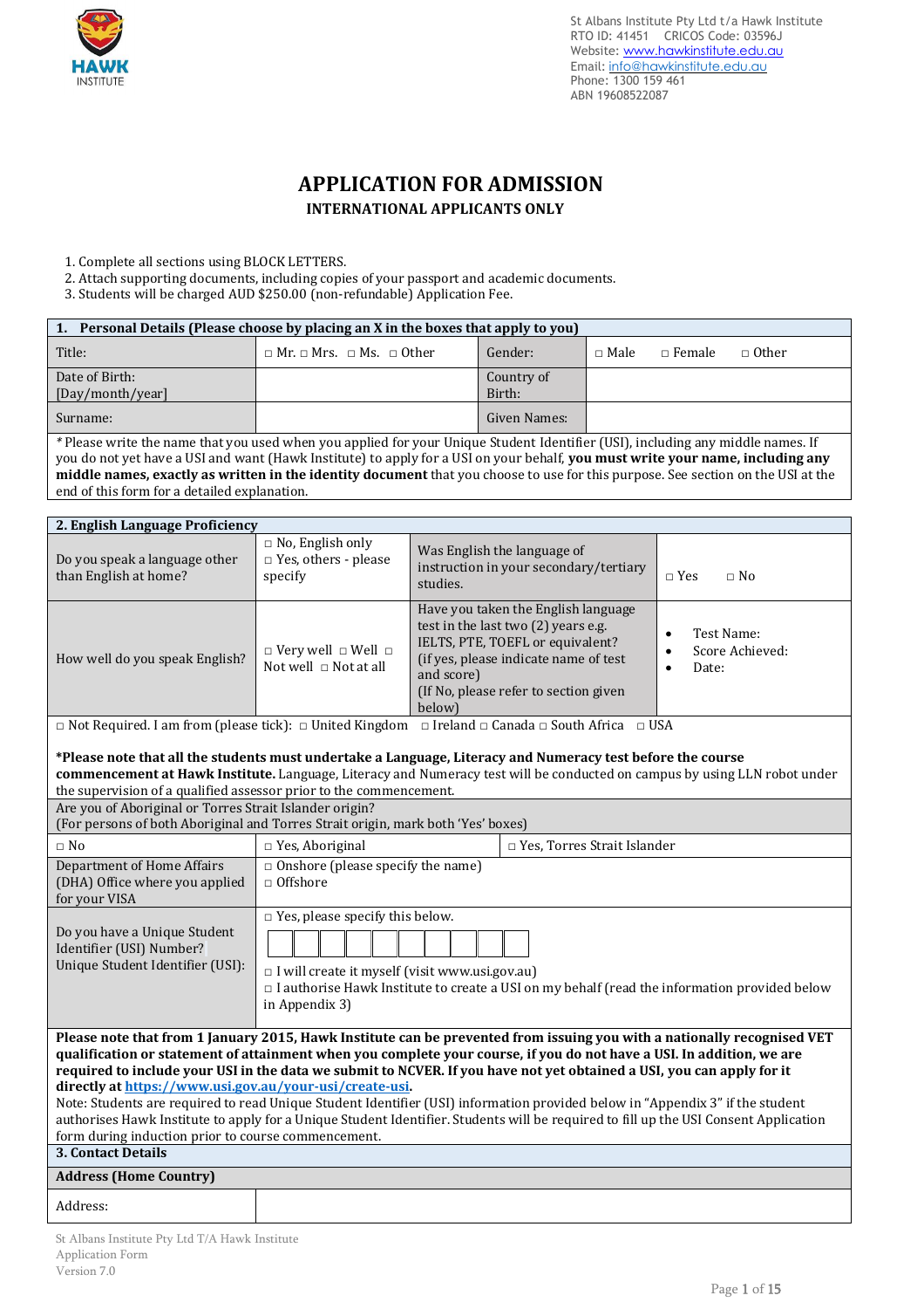St Albans Institute Pty Ltd t/a Hawk Institute
RTO ID: 41451 CRICOS Code: 03596J
Website: www.hawkinstitute.edu.au
Email: info@hawkinstitute.edu.au
Phone: 1300 159 461
ABN 19608522087

# APPLICATION FOR ADMISSION

## INTERNATIONAL APPLICANTS ONLY

1. Complete all sections using BLOCK LETTERS.
2. Attach supporting documents, including copies of your passport and academic documents.
3. Students will be charged AUD $250.00 (non-refundable) Application Fee.

| **1. Personal Details (Please choose by placing an X in the boxes that apply to you)** | | | |
|---|---|---|---|
| Title: | □ Mr. □ Mrs. □ Ms. □ Other | Gender: | □ Male □ Female □ Other |
| Date of Birth: [Day/month/year] | | Country of Birth: | |
| Surname: | | Given Names: | |

*Please write the name that you used when you applied for your Unique Student Identifier (USI), including any middle names. If you do not yet have a USI and want (Hawk Institute) to apply for a USI on your behalf, **you must write your name, including any middle names, exactly as written in the identity document** that you choose to use for this purpose. See section on the USI at the end of this form for a detailed explanation.

| **2. English Language Proficiency** | | | |
|---|---|---|---|
| Do you speak a language other than English at home? | □ No, English only □ Yes, others - please specify | Was English the language of instruction in your secondary/tertiary studies. | □ Yes □ No |
| How well do you speak English? | □ Very well □ Well □ Not well □ Not at all | Have you taken the English language test in the last two (2) years e.g. IELTS, PTE, TOEFL or equivalent? (if yes, please indicate name of test and score) (If No, please refer to section given below) | • Test Name: • Score Achieved: • Date: |

□ Not Required. I am from (please tick): □ United Kingdom □ Ireland □ Canada □ South Africa □ USA

***Please note that all the students must undertake a Language, Literacy and Numeracy test before the course commencement at Hawk Institute.** Language, Literacy and Numeracy test will be conducted on campus by using LLN robot under the supervision of a qualified assessor prior to the commencement.

Are you of Aboriginal or Torres Strait Islander origin?
(For persons of both Aboriginal and Torres Strait origin, mark both 'Yes' boxes)

| □ No | □ Yes, Aboriginal | □ Yes, Torres Strait Islander |
|---|---|---|

| Department of Home Affairs (DHA) Office where you applied for your VISA | □ Onshore (please specify the name) □ Offshore |
|---|---|
| Do you have a Unique Student Identifier (USI) Number? Unique Student Identifier (USI): | □ Yes, please specify this below. [ ][ ][ ][ ][ ][ ][ ][ ][ ][ ] □ I will create it myself (visit www.usi.gov.au) □ I authorise Hawk Institute to create a USI on my behalf (read the information provided below in Appendix 3) |

**Please note that from 1 January 2015, Hawk Institute can be prevented from issuing you with a nationally recognised VET qualification or statement of attainment when you complete your course, if you do not have a USI. In addition, we are required to include your USI in the data we submit to NCVER. If you have not yet obtained a USI, you can apply for it directly at https://www.usi.gov.au/your-usi/create-usi.**
Note: Students are required to read Unique Student Identifier (USI) information provided below in "Appendix 3" if the student authorises Hawk Institute to apply for a Unique Student Identifier. Students will be required to fill up the USI Consent Application form during induction prior to course commencement.

**3. Contact Details**

| **Address (Home Country)** | |
|---|---|
| Address: | |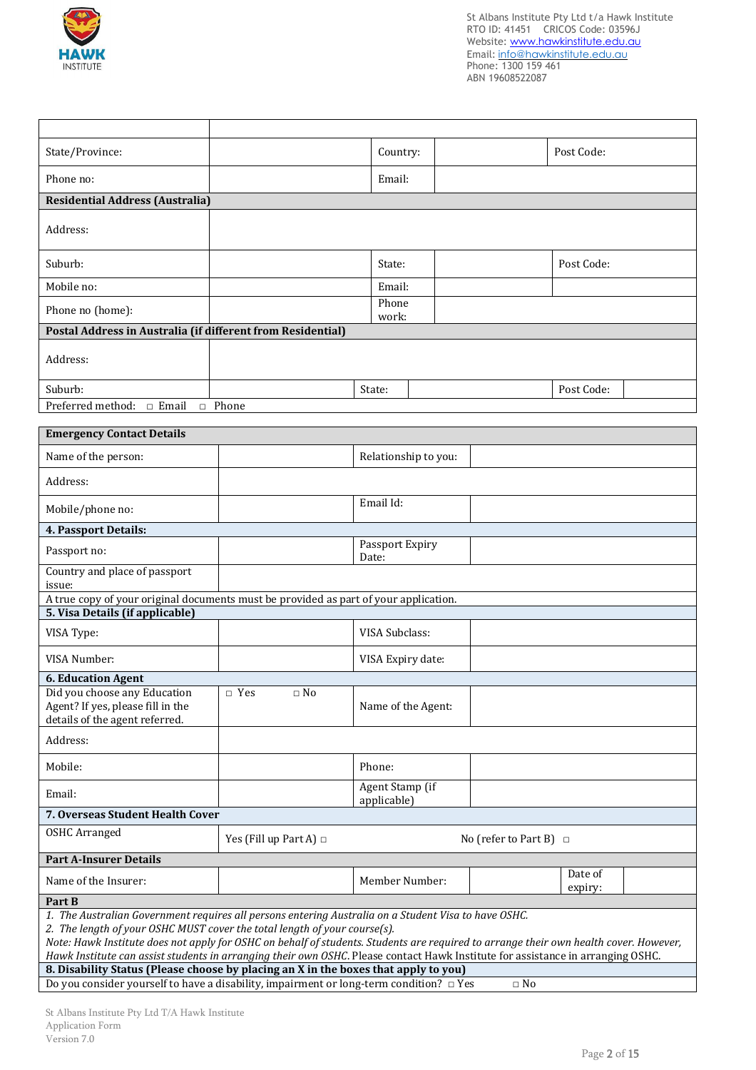| | | | | | |
|---|---|---|---|---|---|
| State/Province: | | Country: | | Post Code: | |
| Phone no: | | Email: | | | |
| **Residential Address (Australia)** | | | | | |
| Address: | | | | | |
| Suburb: | | State: | | Post Code: | |
| Mobile no: | | Email: | | | |
| Phone no (home): | | Phone work: | | | |
| **Postal Address in Australia (if different from Residential)** | | | | | |
| Address: | | | | | |
| Suburb: | | State: | | Post Code: | |
| Preferred method: □ Email □ Phone | | | | | |

| | | | | | |
|---|---|---|---|---|---|
| **Emergency Contact Details** | | | | | |
| Name of the person: | | Relationship to you: | | | |
| Address: | | | | | |
| Mobile/phone no: | | Email Id: | | | |
| **4. Passport Details:** | | | | | |
| Passport no: | | Passport Expiry Date: | | | |
| Country and place of passport issue: | | | | | |
| A true copy of your original documents must be provided as part of your application. | | | | | |
| **5. Visa Details (if applicable)** | | | | | |
| VISA Type: | | VISA Subclass: | | | |
| VISA Number: | | VISA Expiry date: | | | |
| **6. Education Agent** | | | | | |
| Did you choose any Education Agent? If yes, please fill in the details of the agent referred. | □ Yes □ No | Name of the Agent: | | | |
| Address: | | | | | |
| Mobile: | | Phone: | | | |
| Email: | | Agent Stamp (if applicable) | | | |
| **7. Overseas Student Health Cover** | | | | | |
| OSHC Arranged | Yes (Fill up Part A) □ | | No (refer to Part B) □ | | |
| **Part A-Insurer Details** | | | | | |
| Name of the Insurer: | | Member Number: | | Date of expiry: | |
| **Part B** | | | | | |
| *1. The Australian Government requires all persons entering Australia on a Student Visa to have OSHC.*<br>*2. The length of your OSHC MUST cover the total length of your course(s).*<br>*Note: Hawk Institute does not apply for OSHC on behalf of students. Students are required to arrange their own health cover. However, Hawk Institute can assist students in arranging their own OSHC.* Please contact Hawk Institute for assistance in arranging OSHC. | | | | | |
| **8. Disability Status (Please choose by placing an X in the boxes that apply to you)** | | | | | |
| Do you consider yourself to have a disability, impairment or long-term condition? □ Yes □ No | | | | | |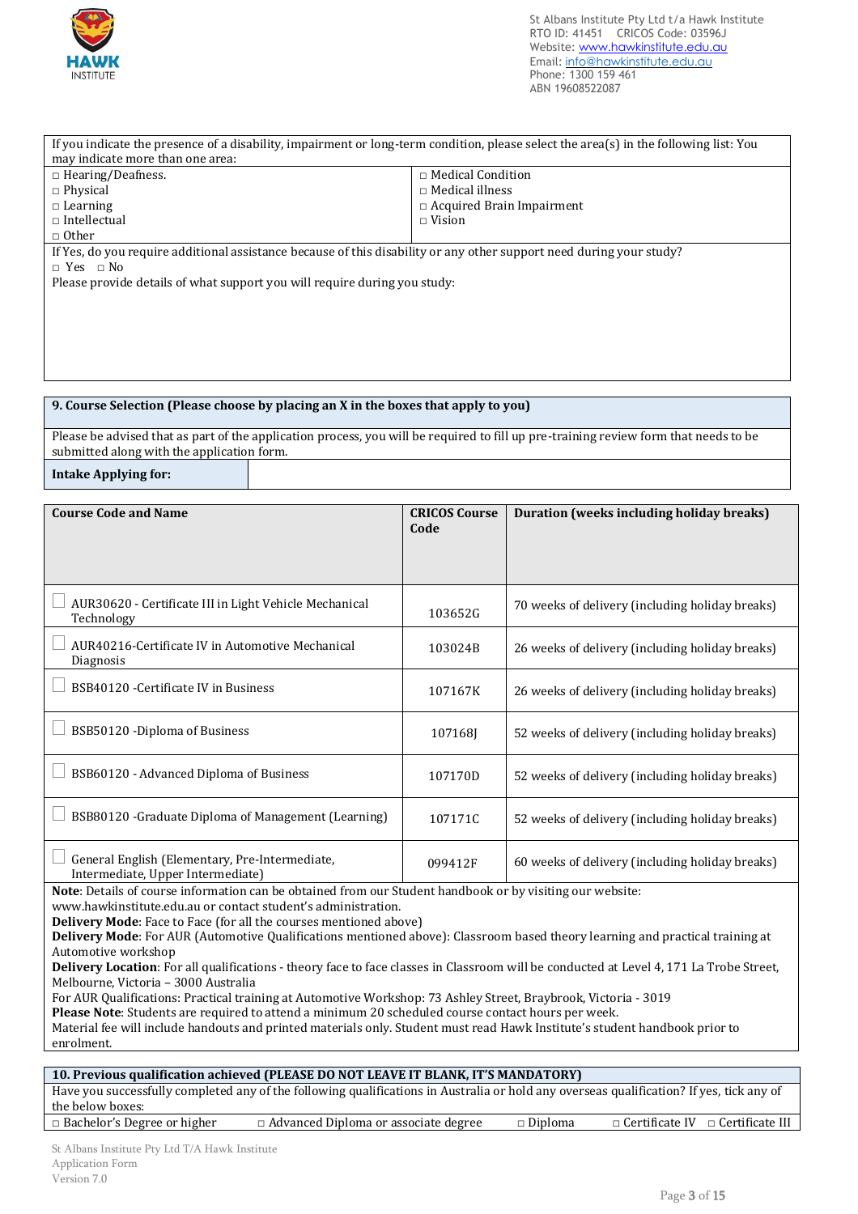If you indicate the presence of a disability, impairment or long-term condition, please select the area(s) in the following list: You may indicate more than one area:

| | |
|---|---|
| □ Hearing/Deafness. | □ Medical Condition |
| □ Physical | □ Medical illness |
| □ Learning | □ Acquired Brain Impairment |
| □ Intellectual | □ Vision |
| □ Other | |

If Yes, do you require additional assistance because of this disability or any other support need during your study?

□ Yes □ No

Please provide details of what support you will require during you study:

## 9. Course Selection (Please choose by placing an X in the boxes that apply to you)

Please be advised that as part of the application process, you will be required to fill up pre-training review form that needs to be submitted along with the application form.

| **Intake Applying for:** | |
|---|---|

| Course Code and Name | CRICOS Course Code | Duration (weeks including holiday breaks) |
|---|---|---|
| □ AUR30620 - Certificate III in Light Vehicle Mechanical Technology | 103652G | 70 weeks of delivery (including holiday breaks) |
| □ AUR40216-Certificate IV in Automotive Mechanical Diagnosis | 103024B | 26 weeks of delivery (including holiday breaks) |
| □ BSB40120 -Certificate IV in Business | 107167K | 26 weeks of delivery (including holiday breaks) |
| □ BSB50120 -Diploma of Business | 107168J | 52 weeks of delivery (including holiday breaks) |
| □ BSB60120 - Advanced Diploma of Business | 107170D | 52 weeks of delivery (including holiday breaks) |
| □ BSB80120 -Graduate Diploma of Management (Learning) | 107171C | 52 weeks of delivery (including holiday breaks) |
| □ General English (Elementary, Pre-Intermediate, Intermediate, Upper Intermediate) | 099412F | 60 weeks of delivery (including holiday breaks) |

**Note**: Details of course information can be obtained from our Student handbook or by visiting our website: www.hawkinstitute.edu.au or contact student's administration.

**Delivery Mode**: Face to Face (for all the courses mentioned above)

**Delivery Mode**: For AUR (Automotive Qualifications mentioned above): Classroom based theory learning and practical training at Automotive workshop

**Delivery Location**: For all qualifications - theory face to face classes in Classroom will be conducted at Level 4, 171 La Trobe Street, Melbourne, Victoria – 3000 Australia

For AUR Qualifications: Practical training at Automotive Workshop: 73 Ashley Street, Braybrook, Victoria - 3019

**Please Note**: Students are required to attend a minimum 20 scheduled course contact hours per week.

Material fee will include handouts and printed materials only. Student must read Hawk Institute's student handbook prior to enrolment.

## 10. Previous qualification achieved (PLEASE DO NOT LEAVE IT BLANK, IT'S MANDATORY)

Have you successfully completed any of the following qualifications in Australia or hold any overseas qualification? If yes, tick any of the below boxes:

□ Bachelor's Degree or higher □ Advanced Diploma or associate degree □ Diploma □ Certificate IV □ Certificate III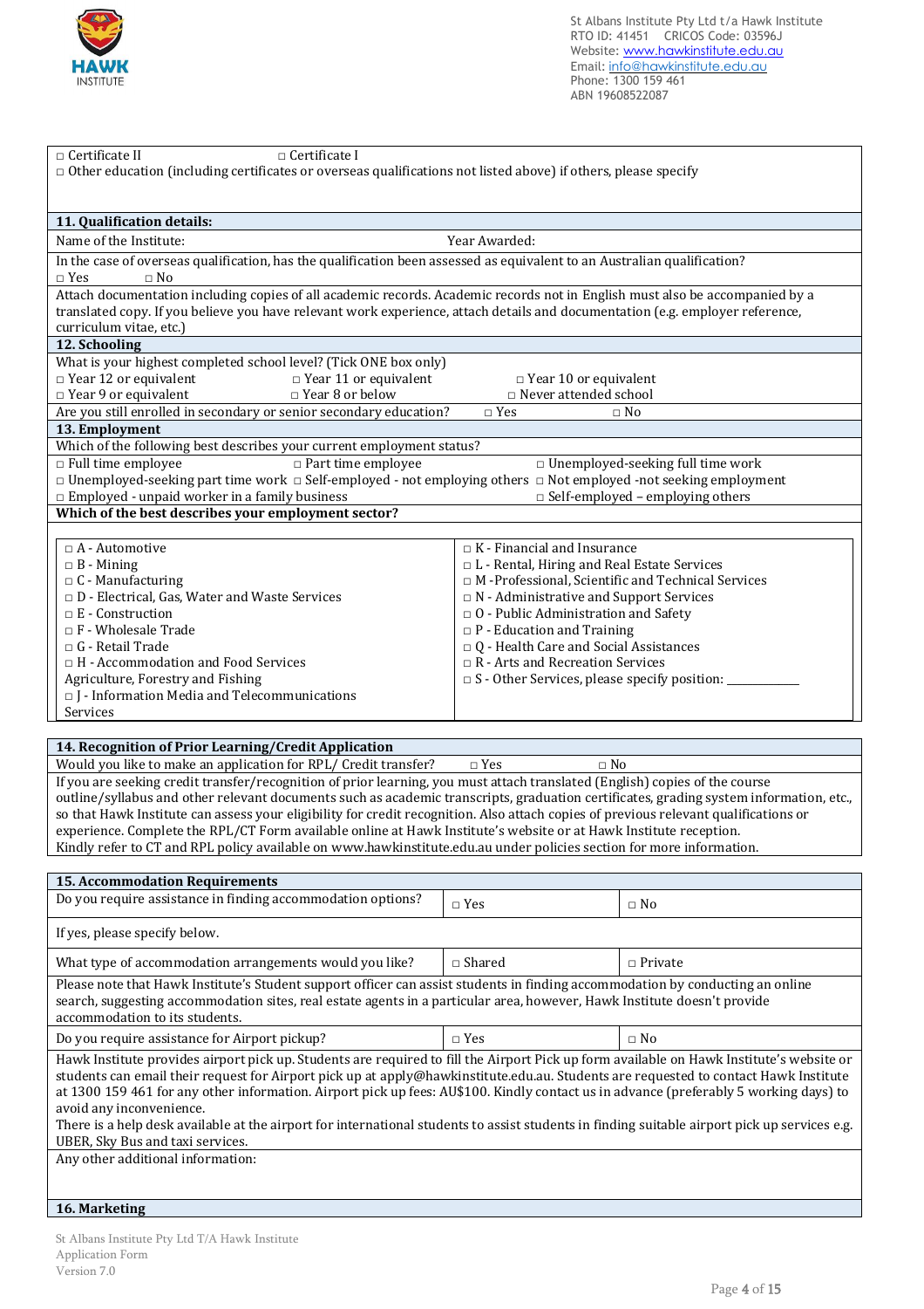□ Certificate II □ Certificate I

□ Other education (including certificates or overseas qualifications not listed above) if others, please specify

**11. Qualification details:**

Name of the Institute: Year Awarded:

In the case of overseas qualification, has the qualification been assessed as equivalent to an Australian qualification?
□ Yes □ No

Attach documentation including copies of all academic records. Academic records not in English must also be accompanied by a translated copy. If you believe you have relevant work experience, attach details and documentation (e.g. employer reference, curriculum vitae, etc.)

**12. Schooling**

What is your highest completed school level? (Tick ONE box only)

□ Year 12 or equivalent □ Year 11 or equivalent □ Year 10 or equivalent
□ Year 9 or equivalent □ Year 8 or below □ Never attended school

Are you still enrolled in secondary or senior secondary education? □ Yes □ No

**13. Employment**

Which of the following best describes your current employment status?

□ Full time employee □ Part time employee □ Unemployed-seeking full time work
□ Unemployed-seeking part time work □ Self-employed - not employing others □ Not employed -not seeking employment
□ Employed - unpaid worker in a family business □ Self-employed – employing others

**Which of the best describes your employment sector?**

| | |
|---|---|
| □ A - Automotive | □ K - Financial and Insurance |
| □ B - Mining | □ L - Rental, Hiring and Real Estate Services |
| □ C - Manufacturing | □ M -Professional, Scientific and Technical Services |
| □ D - Electrical, Gas, Water and Waste Services | □ N - Administrative and Support Services |
| □ E - Construction | □ O - Public Administration and Safety |
| □ F - Wholesale Trade | □ P - Education and Training |
| □ G - Retail Trade | □ Q - Health Care and Social Assistances |
| □ H - Accommodation and Food Services Agriculture, Forestry and Fishing | □ R - Arts and Recreation Services |
| □ J - Information Media and Telecommunications Services | □ S - Other Services, please specify position: ___________ |

**14. Recognition of Prior Learning/Credit Application**

Would you like to make an application for RPL/ Credit transfer? □ Yes □ No

If you are seeking credit transfer/recognition of prior learning, you must attach translated (English) copies of the course outline/syllabus and other relevant documents such as academic transcripts, graduation certificates, grading system information, etc., so that Hawk Institute can assess your eligibility for credit recognition. Also attach copies of previous relevant qualifications or experience. Complete the RPL/CT Form available online at Hawk Institute's website or at Hawk Institute reception.
Kindly refer to CT and RPL policy available on www.hawkinstitute.edu.au under policies section for more information.

**15. Accommodation Requirements**

| | | |
|---|---|---|
| Do you require assistance in finding accommodation options? | □ Yes | □ No |
| If yes, please specify below. | | |
| What type of accommodation arrangements would you like? | □ Shared | □ Private |

Please note that Hawk Institute's Student support officer can assist students in finding accommodation by conducting an online search, suggesting accommodation sites, real estate agents in a particular area, however, Hawk Institute doesn't provide accommodation to its students.

| | | |
|---|---|---|
| Do you require assistance for Airport pickup? | □ Yes | □ No |

Hawk Institute provides airport pick up. Students are required to fill the Airport Pick up form available on Hawk Institute's website or students can email their request for Airport pick up at apply@hawkinstitute.edu.au. Students are requested to contact Hawk Institute at 1300 159 461 for any other information. Airport pick up fees: AU$100. Kindly contact us in advance (preferably 5 working days) to avoid any inconvenience.
There is a help desk available at the airport for international students to assist students in finding suitable airport pick up services e.g. UBER, Sky Bus and taxi services.

Any other additional information:

**16. Marketing**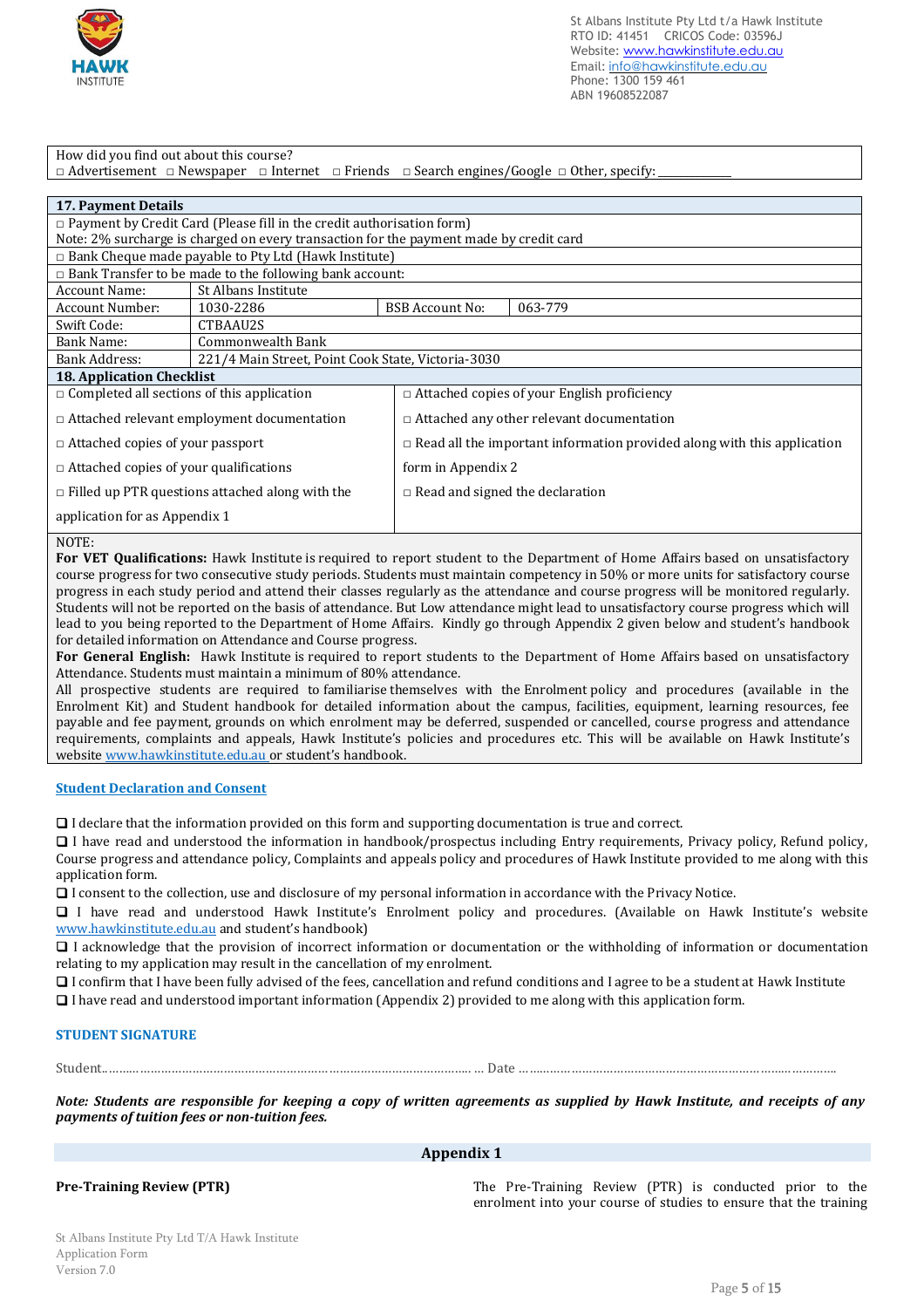How did you find out about this course?
□ Advertisement □ Newspaper □ Internet □ Friends □ Search engines/Google □ Other, specify: ___________

| **17. Payment Details** | | | |
|---|---|---|---|
| □ Payment by Credit Card (Please fill in the credit authorisation form)<br>Note: 2% surcharge is charged on every transaction for the payment made by credit card | | | |
| □ Bank Cheque made payable to Pty Ltd (Hawk Institute) | | | |
| □ Bank Transfer to be made to the following bank account: | | | |
| Account Name: | St Albans Institute | | |
| Account Number: | 1030-2286 | BSB Account No: | 063-779 |
| Swift Code: | CTBAAU2S | | |
| Bank Name: | Commonwealth Bank | | |
| Bank Address: | 221/4 Main Street, Point Cook State, Victoria-3030 | | |

| **18. Application Checklist** | |
|---|---|
| □ Completed all sections of this application | □ Attached copies of your English proficiency |
| □ Attached relevant employment documentation | □ Attached any other relevant documentation |
| □ Attached copies of your passport | □ Read all the important information provided along with this application form in Appendix 2 |
| □ Attached copies of your qualifications | □ Read and signed the declaration |
| □ Filled up PTR questions attached along with the application for as Appendix 1 | |

NOTE:

**For VET Qualifications:** Hawk Institute is required to report student to the Department of Home Affairs based on unsatisfactory course progress for two consecutive study periods. Students must maintain competency in 50% or more units for satisfactory course progress in each study period and attend their classes regularly as the attendance and course progress will be monitored regularly. Students will not be reported on the basis of attendance. But Low attendance might lead to unsatisfactory course progress which will lead to you being reported to the Department of Home Affairs. Kindly go through Appendix 2 given below and student's handbook for detailed information on Attendance and Course progress.

**For General English:** Hawk Institute is required to report students to the Department of Home Affairs based on unsatisfactory Attendance. Students must maintain a minimum of 80% attendance.

All prospective students are required to familiarise themselves with the Enrolment policy and procedures (available in the Enrolment Kit) and Student handbook for detailed information about the campus, facilities, equipment, learning resources, fee payable and fee payment, grounds on which enrolment may be deferred, suspended or cancelled, course progress and attendance requirements, complaints and appeals, Hawk Institute's policies and procedures etc. This will be available on Hawk Institute's website www.hawkinstitute.edu.au or student's handbook.

## Student Declaration and Consent

❑ I declare that the information provided on this form and supporting documentation is true and correct.

❑ I have read and understood the information in handbook/prospectus including Entry requirements, Privacy policy, Refund policy, Course progress and attendance policy, Complaints and appeals policy and procedures of Hawk Institute provided to me along with this application form.

❑ I consent to the collection, use and disclosure of my personal information in accordance with the Privacy Notice.

❑ I have read and understood Hawk Institute's Enrolment policy and procedures. (Available on Hawk Institute's website www.hawkinstitute.edu.au and student's handbook)

❑ I acknowledge that the provision of incorrect information or documentation or the withholding of information or documentation relating to my application may result in the cancellation of my enrolment.

❑ I confirm that I have been fully advised of the fees, cancellation and refund conditions and I agree to be a student at Hawk Institute

❑ I have read and understood important information (Appendix 2) provided to me along with this application form.

### STUDENT SIGNATURE

Student.......................................................................................................... ... Date .............................................................................................

***Note: Students are responsible for keeping a copy of written agreements as supplied by Hawk Institute, and receipts of any payments of tuition fees or non-tuition fees.***

## Appendix 1

**Pre-Training Review (PTR)**

The Pre-Training Review (PTR) is conducted prior to the enrolment into your course of studies to ensure that the training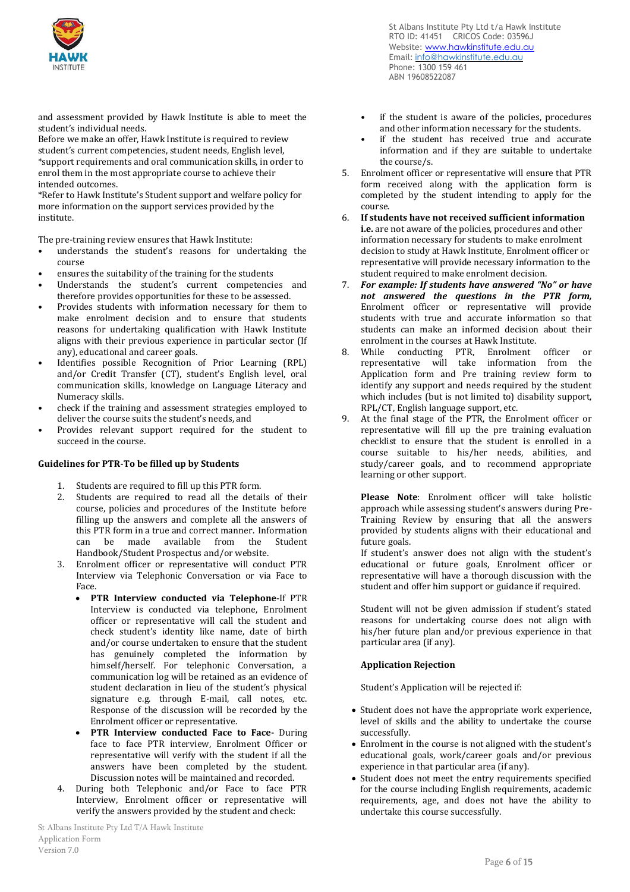and assessment provided by Hawk Institute is able to meet the student's individual needs.
Before we make an offer, Hawk Institute is required to review student's current competencies, student needs, English level, *support requirements and oral communication skills, in order to enrol them in the most appropriate course to achieve their intended outcomes.
*Refer to Hawk Institute's Student support and welfare policy for more information on the support services provided by the institute.

The pre-training review ensures that Hawk Institute:

- understands the student's reasons for undertaking the course
- ensures the suitability of the training for the students
- Understands the student's current competencies and therefore provides opportunities for these to be assessed.
- Provides students with information necessary for them to make enrolment decision and to ensure that students reasons for undertaking qualification with Hawk Institute aligns with their previous experience in particular sector (If any), educational and career goals.
- Identifies possible Recognition of Prior Learning (RPL) and/or Credit Transfer (CT), student's English level, oral communication skills, knowledge on Language Literacy and Numeracy skills.
- check if the training and assessment strategies employed to deliver the course suits the student's needs, and
- Provides relevant support required for the student to succeed in the course.

**Guidelines for PTR-To be filled up by Students**

1. Students are required to fill up this PTR form.
2. Students are required to read all the details of their course, policies and procedures of the Institute before filling up the answers and complete all the answers of this PTR form in a true and correct manner. Information can be made available from the Student Handbook/Student Prospectus and/or website.
3. Enrolment officer or representative will conduct PTR Interview via Telephonic Conversation or via Face to Face.
   - **PTR Interview conducted via Telephone**-If PTR Interview is conducted via telephone, Enrolment officer or representative will call the student and check student's identity like name, date of birth and/or course undertaken to ensure that the student has genuinely completed the information by himself/herself. For telephonic Conversation, a communication log will be retained as an evidence of student declaration in lieu of the student's physical signature e.g. through E-mail, call notes, etc. Response of the discussion will be recorded by the Enrolment officer or representative.
   - **PTR Interview conducted Face to Face-** During face to face PTR interview, Enrolment Officer or representative will verify with the student if all the answers have been completed by the student. Discussion notes will be maintained and recorded.
4. During both Telephonic and/or Face to face PTR Interview, Enrolment officer or representative will verify the answers provided by the student and check:
   - if the student is aware of the policies, procedures and other information necessary for the students.
   - if the student has received true and accurate information and if they are suitable to undertake the course/s.
5. Enrolment officer or representative will ensure that PTR form received along with the application form is completed by the student intending to apply for the course.
6. **If students have not received sufficient information i.e.** are not aware of the policies, procedures and other information necessary for students to make enrolment decision to study at Hawk Institute, Enrolment officer or representative will provide necessary information to the student required to make enrolment decision.
7. ***For example: If students have answered "No" or have not answered the questions in the PTR form,*** Enrolment officer or representative will provide students with true and accurate information so that students can make an informed decision about their enrolment in the courses at Hawk Institute.
8. While conducting PTR, Enrolment officer or representative will take information from the Application form and Pre training review form to identify any support and needs required by the student which includes (but is not limited to) disability support, RPL/CT, English language support, etc.
9. At the final stage of the PTR, the Enrolment officer or representative will fill up the pre training evaluation checklist to ensure that the student is enrolled in a course suitable to his/her needs, abilities, and study/career goals, and to recommend appropriate learning or other support.

**Please Note**: Enrolment officer will take holistic approach while assessing student's answers during Pre-Training Review by ensuring that all the answers provided by students aligns with their educational and future goals.
If student's answer does not align with the student's educational or future goals, Enrolment officer or representative will have a thorough discussion with the student and offer him support or guidance if required.

Student will not be given admission if student's stated reasons for undertaking course does not align with his/her future plan and/or previous experience in that particular area (if any).

**Application Rejection**

Student's Application will be rejected if:

- Student does not have the appropriate work experience, level of skills and the ability to undertake the course successfully.
- Enrolment in the course is not aligned with the student's educational goals, work/career goals and/or previous experience in that particular area (if any).
- Student does not meet the entry requirements specified for the course including English requirements, academic requirements, age, and does not have the ability to undertake this course successfully.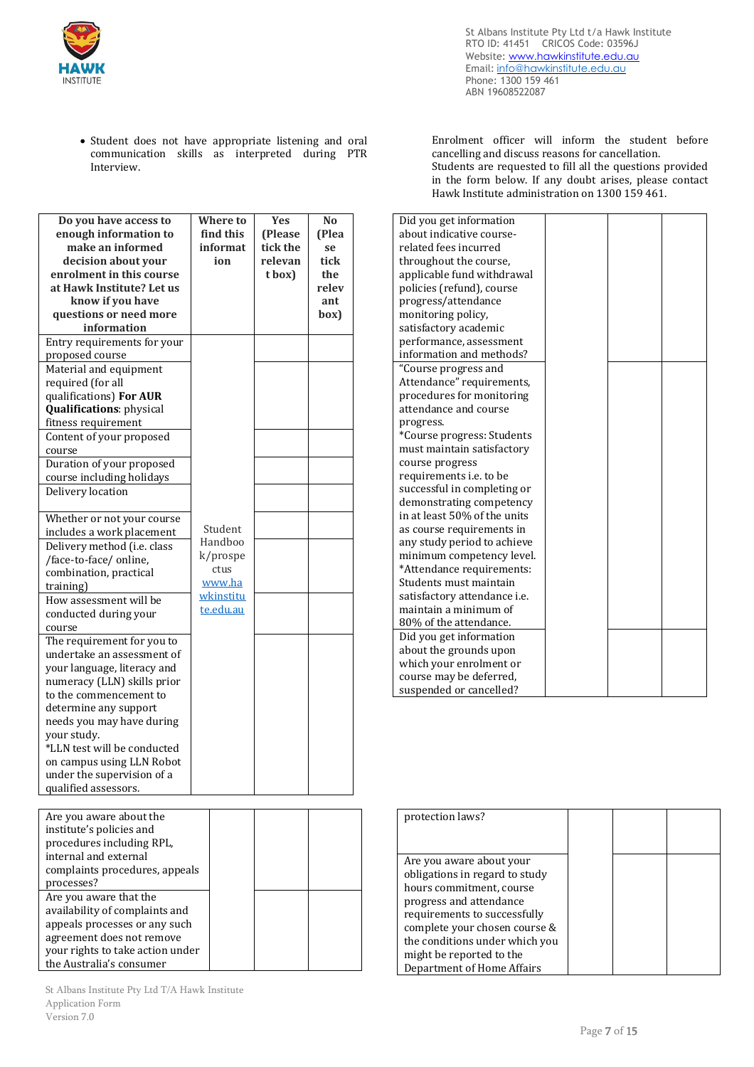- Student does not have appropriate listening and oral communication skills as interpreted during PTR Interview.

Enrolment officer will inform the student before cancelling and discuss reasons for cancellation.
Students are requested to fill all the questions provided in the form below. If any doubt arises, please contact Hawk Institute administration on 1300 159 461.

| Do you have access to enough information to make an informed decision about your enrolment in this course at Hawk Institute? Let us know if you have questions or need more information | Where to find this information | Yes (Please tick the relevant box) | No (Please tick the relevant box) |
|---|---|---|---|
| Entry requirements for your proposed course | Student Handbook/prospectus www.hawkinstitute.edu.au | | |
| Material and equipment required (for all qualifications) **For AUR Qualifications**: physical fitness requirement | | | |
| Content of your proposed course | | | |
| Duration of your proposed course including holidays | | | |
| Delivery location | | | |
| Whether or not your course includes a work placement | | | |
| Delivery method (i.e. class /face-to-face/ online, combination, practical training) | | | |
| How assessment will be conducted during your course | | | |
| The requirement for you to undertake an assessment of your language, literacy and numeracy (LLN) skills prior to the commencement to determine any support needs you may have during your study. *LLN test will be conducted on campus using LLN Robot under the supervision of a qualified assessors. | | | |
| Did you get information about indicative course-related fees incurred throughout the course, applicable fund withdrawal policies (refund), course progress/attendance monitoring policy, satisfactory academic performance, assessment information and methods? | | | |
| "Course progress and Attendance" requirements, procedures for monitoring attendance and course progress. *Course progress: Students must maintain satisfactory course progress requirements i.e. to be successful in completing or demonstrating competency in at least 50% of the units as course requirements in any study period to achieve minimum competency level. *Attendance requirements: Students must maintain satisfactory attendance i.e. maintain a minimum of 80% of the attendance. | | | |
| Did you get information about the grounds upon which your enrolment or course may be deferred, suspended or cancelled? | | | |
| Are you aware about the institute's policies and procedures including RPL, internal and external complaints procedures, appeals processes? | | | |
| Are you aware that the availability of complaints and appeals processes or any such agreement does not remove your rights to take action under the Australia's consumer protection laws? | | | |
| Are you aware about your obligations in regard to study hours commitment, course progress and attendance requirements to successfully complete your chosen course & the conditions under which you might be reported to the Department of Home Affairs | | | |

St Albans Institute Pty Ltd T/A Hawk Institute
Application Form
Version 7.0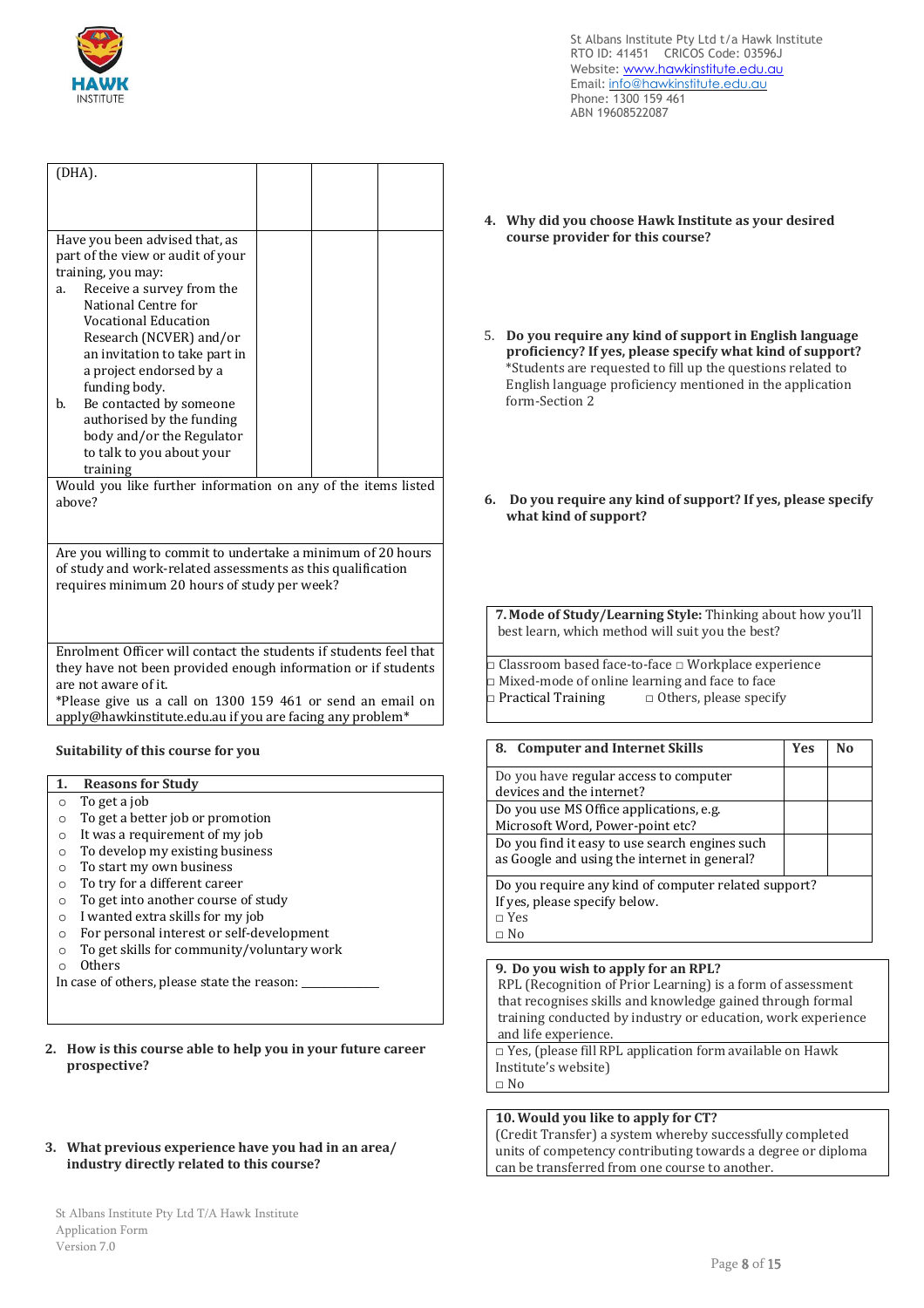| | | | |
|---|---|---|---|
| (DHA). | | | |
| Have you been advised that, as part of the view or audit of your training, you may:<br>a. Receive a survey from the National Centre for Vocational Education Research (NCVER) and/or an invitation to take part in a project endorsed by a funding body.<br>b. Be contacted by someone authorised by the funding body and/or the Regulator to talk to you about your training | | | |
| Would you like further information on any of the items listed above? | | | |
| Are you willing to commit to undertake a minimum of 20 hours of study and work-related assessments as this qualification requires minimum 20 hours of study per week? | | | |
| Enrolment Officer will contact the students if students feel that they have not been provided enough information or if students are not aware of it.<br>*Please give us a call on 1300 159 461 or send an email on apply@hawkinstitute.edu.au if you are facing any problem* | | | |

### Suitability of this course for you

| 1. Reasons for Study |
|---|
| ○ To get a job<br>○ To get a better job or promotion<br>○ It was a requirement of my job<br>○ To develop my existing business<br>○ To start my own business<br>○ To try for a different career<br>○ To get into another course of study<br>○ I wanted extra skills for my job<br>○ For personal interest or self-development<br>○ To get skills for community/voluntary work<br>○ Others<br>In case of others, please state the reason: ____________ |

**2. How is this course able to help you in your future career prospective?**

**3. What previous experience have you had in an area/ industry directly related to this course?**

**4. Why did you choose Hawk Institute as your desired course provider for this course?**

5. **Do you require any kind of support in English language proficiency? If yes, please specify what kind of support?**
*Students are requested to fill up the questions related to English language proficiency mentioned in the application form-Section 2

**6. Do you require any kind of support? If yes, please specify what kind of support?**

| **7. Mode of Study/Learning Style:** Thinking about how you'll best learn, which method will suit you the best? |
|---|
| □ Classroom based face-to-face □ Workplace experience<br>□ Mixed-mode of online learning and face to face<br>□ Practical Training □ Others, please specify |

| 8. Computer and Internet Skills | Yes | No |
|---|---|---|
| Do you have regular access to computer devices and the internet? | | |
| Do you use MS Office applications, e.g. Microsoft Word, Power-point etc? | | |
| Do you find it easy to use search engines such as Google and using the internet in general? | | |
| Do you require any kind of computer related support? If yes, please specify below.<br>□ Yes<br>□ No | | |

| **9. Do you wish to apply for an RPL?**<br>RPL (Recognition of Prior Learning) is a form of assessment that recognises skills and knowledge gained through formal training conducted by industry or education, work experience and life experience. |
|---|
| □ Yes, (please fill RPL application form available on Hawk Institute's website)<br>□ No |

| **10. Would you like to apply for CT?**<br>(Credit Transfer) a system whereby successfully completed units of competency contributing towards a degree or diploma can be transferred from one course to another. |
|---|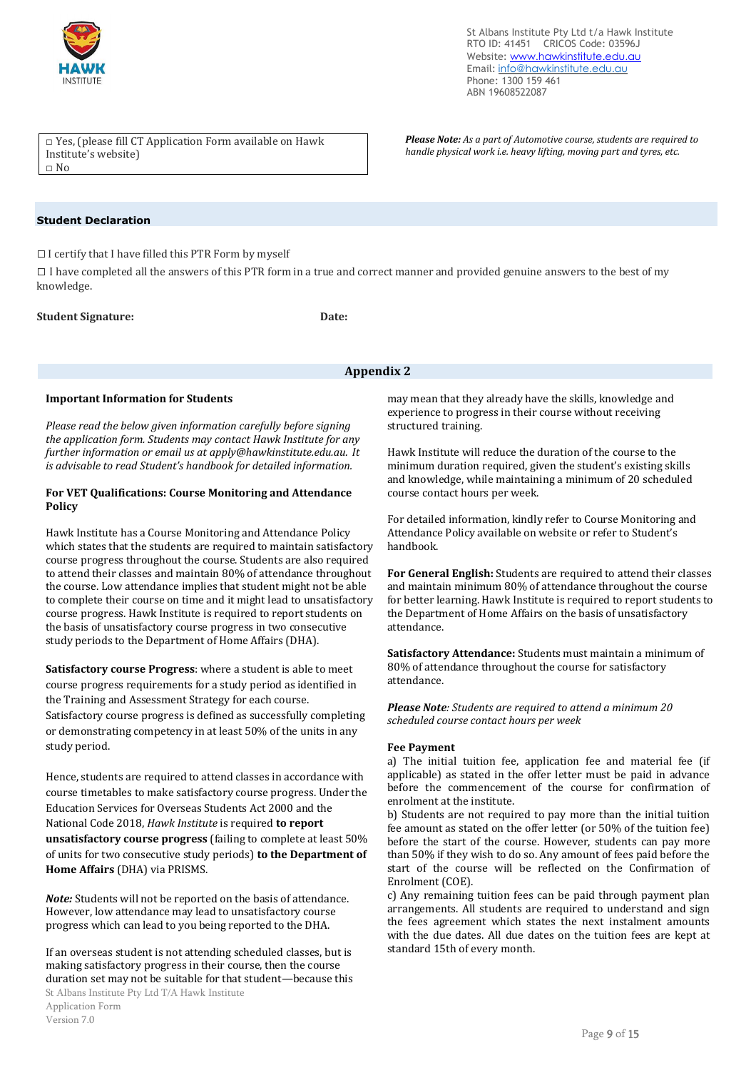St Albans Institute Pty Ltd t/a Hawk Institute
RTO ID: 41451 CRICOS Code: 03596J
Website: www.hawkinstitute.edu.au
Email: info@hawkinstitute.edu.au
Phone: 1300 159 461
ABN 19608522087

□ Yes, (please fill CT Application Form available on Hawk Institute's website)
□ No

***Please Note:*** *As a part of Automotive course, students are required to handle physical work i.e. heavy lifting, moving part and tyres, etc.*

## Student Declaration

☐ I certify that I have filled this PTR Form by myself

☐ I have completed all the answers of this PTR form in a true and correct manner and provided genuine answers to the best of my knowledge.

**Student Signature:** **Date:**

## Appendix 2

### Important Information for Students

*Please read the below given information carefully before signing the application form. Students may contact Hawk Institute for any further information or email us at apply@hawkinstitute.edu.au. It is advisable to read Student's handbook for detailed information.*

### For VET Qualifications: Course Monitoring and Attendance Policy

Hawk Institute has a Course Monitoring and Attendance Policy which states that the students are required to maintain satisfactory course progress throughout the course. Students are also required to attend their classes and maintain 80% of attendance throughout the course. Low attendance implies that student might not be able to complete their course on time and it might lead to unsatisfactory course progress. Hawk Institute is required to report students on the basis of unsatisfactory course progress in two consecutive study periods to the Department of Home Affairs (DHA).

**Satisfactory course Progress**: where a student is able to meet course progress requirements for a study period as identified in the Training and Assessment Strategy for each course. Satisfactory course progress is defined as successfully completing or demonstrating competency in at least 50% of the units in any study period.

Hence, students are required to attend classes in accordance with course timetables to make satisfactory course progress. Under the Education Services for Overseas Students Act 2000 and the National Code 2018, *Hawk Institute* is required **to report unsatisfactory course progress** (failing to complete at least 50% of units for two consecutive study periods) **to the Department of Home Affairs** (DHA) via PRISMS.

***Note:*** Students will not be reported on the basis of attendance. However, low attendance may lead to unsatisfactory course progress which can lead to you being reported to the DHA.

If an overseas student is not attending scheduled classes, but is making satisfactory progress in their course, then the course duration set may not be suitable for that student—because this may mean that they already have the skills, knowledge and experience to progress in their course without receiving structured training.

Hawk Institute will reduce the duration of the course to the minimum duration required, given the student's existing skills and knowledge, while maintaining a minimum of 20 scheduled course contact hours per week.

For detailed information, kindly refer to Course Monitoring and Attendance Policy available on website or refer to Student's handbook.

**For General English:** Students are required to attend their classes and maintain minimum 80% of attendance throughout the course for better learning. Hawk Institute is required to report students to the Department of Home Affairs on the basis of unsatisfactory attendance.

**Satisfactory Attendance:** Students must maintain a minimum of 80% of attendance throughout the course for satisfactory attendance.

***Please Note****: Students are required to attend a minimum 20 scheduled course contact hours per week*

### Fee Payment

a) The initial tuition fee, application fee and material fee (if applicable) as stated in the offer letter must be paid in advance before the commencement of the course for confirmation of enrolment at the institute.

b) Students are not required to pay more than the initial tuition fee amount as stated on the offer letter (or 50% of the tuition fee) before the start of the course. However, students can pay more than 50% if they wish to do so. Any amount of fees paid before the start of the course will be reflected on the Confirmation of Enrolment (COE).

c) Any remaining tuition fees can be paid through payment plan arrangements. All students are required to understand and sign the fees agreement which states the next instalment amounts with the due dates. All due dates on the tuition fees are kept at standard 15th of every month.

St Albans Institute Pty Ltd T/A Hawk Institute
Application Form
Version 7.0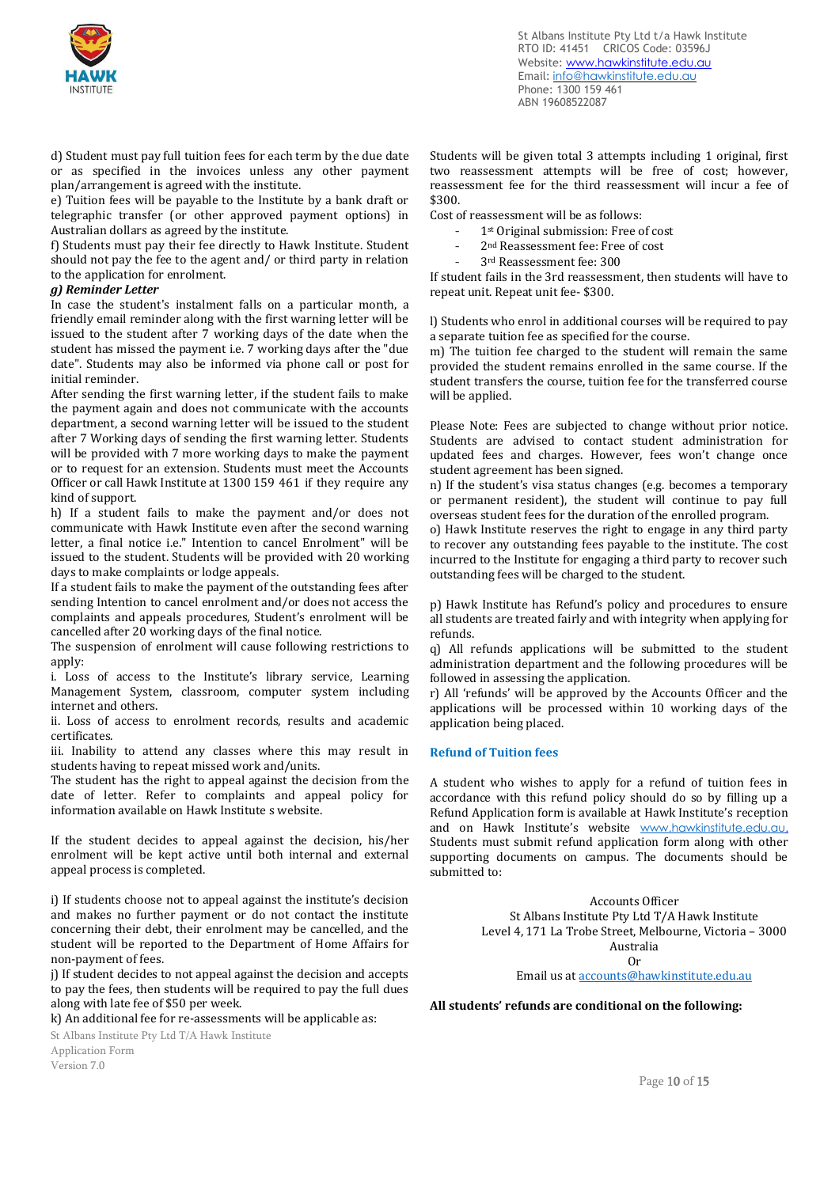d) Student must pay full tuition fees for each term by the due date or as specified in the invoices unless any other payment plan/arrangement is agreed with the institute.
e) Tuition fees will be payable to the Institute by a bank draft or telegraphic transfer (or other approved payment options) in Australian dollars as agreed by the institute.
f) Students must pay their fee directly to Hawk Institute. Student should not pay the fee to the agent and/ or third party in relation to the application for enrolment.

***g) Reminder Letter***

In case the student's instalment falls on a particular month, a friendly email reminder along with the first warning letter will be issued to the student after 7 working days of the date when the student has missed the payment i.e. 7 working days after the "due date". Students may also be informed via phone call or post for initial reminder.

After sending the first warning letter, if the student fails to make the payment again and does not communicate with the accounts department, a second warning letter will be issued to the student after 7 Working days of sending the first warning letter. Students will be provided with 7 more working days to make the payment or to request for an extension. Students must meet the Accounts Officer or call Hawk Institute at 1300 159 461 if they require any kind of support.

h) If a student fails to make the payment and/or does not communicate with Hawk Institute even after the second warning letter, a final notice i.e." Intention to cancel Enrolment" will be issued to the student. Students will be provided with 20 working days to make complaints or lodge appeals.

If a student fails to make the payment of the outstanding fees after sending Intention to cancel enrolment and/or does not access the complaints and appeals procedures, Student's enrolment will be cancelled after 20 working days of the final notice.

The suspension of enrolment will cause following restrictions to apply:

i. Loss of access to the Institute's library service, Learning Management System, classroom, computer system including internet and others.
ii. Loss of access to enrolment records, results and academic certificates.
iii. Inability to attend any classes where this may result in students having to repeat missed work and/units.

The student has the right to appeal against the decision from the date of letter. Refer to complaints and appeal policy for information available on Hawk Institute s website.

If the student decides to appeal against the decision, his/her enrolment will be kept active until both internal and external appeal process is completed.

i) If students choose not to appeal against the institute's decision and makes no further payment or do not contact the institute concerning their debt, their enrolment may be cancelled, and the student will be reported to the Department of Home Affairs for non-payment of fees.
j) If student decides to not appeal against the decision and accepts to pay the fees, then students will be required to pay the full dues along with late fee of $50 per week.
k) An additional fee for re-assessments will be applicable as:

Students will be given total 3 attempts including 1 original, first two reassessment attempts will be free of cost; however, reassessment fee for the third reassessment will incur a fee of $300.

Cost of reassessment will be as follows:

- 1st Original submission: Free of cost
- 2nd Reassessment fee: Free of cost
- 3rd Reassessment fee: 300

If student fails in the 3rd reassessment, then students will have to repeat unit. Repeat unit fee- $300.

l) Students who enrol in additional courses will be required to pay a separate tuition fee as specified for the course.
m) The tuition fee charged to the student will remain the same provided the student remains enrolled in the same course. If the student transfers the course, tuition fee for the transferred course will be applied.

Please Note: Fees are subjected to change without prior notice. Students are advised to contact student administration for updated fees and charges. However, fees won't change once student agreement has been signed.

n) If the student's visa status changes (e.g. becomes a temporary or permanent resident), the student will continue to pay full overseas student fees for the duration of the enrolled program.
o) Hawk Institute reserves the right to engage in any third party to recover any outstanding fees payable to the institute. The cost incurred to the Institute for engaging a third party to recover such outstanding fees will be charged to the student.

p) Hawk Institute has Refund's policy and procedures to ensure all students are treated fairly and with integrity when applying for refunds.
q) All refunds applications will be submitted to the student administration department and the following procedures will be followed in assessing the application.
r) All 'refunds' will be approved by the Accounts Officer and the applications will be processed within 10 working days of the application being placed.

## Refund of Tuition fees

A student who wishes to apply for a refund of tuition fees in accordance with this refund policy should do so by filling up a Refund Application form is available at Hawk Institute's reception and on Hawk Institute's website www.hawkinstitute.edu.au. Students must submit refund application form along with other supporting documents on campus. The documents should be submitted to:

Accounts Officer
St Albans Institute Pty Ltd T/A Hawk Institute
Level 4, 171 La Trobe Street, Melbourne, Victoria – 3000
Australia
Or
Email us at accounts@hawkinstitute.edu.au

**All students' refunds are conditional on the following:**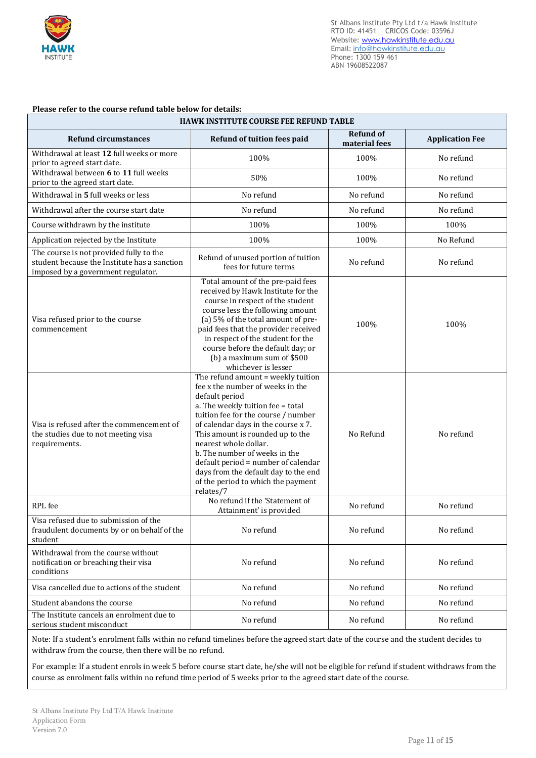**Please refer to the course refund table below for details:**

| HAWK INSTITUTE COURSE FEE REFUND TABLE | | | |
|---|---|---|---|
| **Refund circumstances** | **Refund of tuition fees paid** | **Refund of material fees** | **Application Fee** |
| Withdrawal at least **12** full weeks or more prior to agreed start date. | 100% | 100% | No refund |
| Withdrawal between **6** to **11** full weeks prior to the agreed start date. | 50% | 100% | No refund |
| Withdrawal in **5** full weeks or less | No refund | No refund | No refund |
| Withdrawal after the course start date | No refund | No refund | No refund |
| Course withdrawn by the institute | 100% | 100% | 100% |
| Application rejected by the Institute | 100% | 100% | No Refund |
| The course is not provided fully to the student because the Institute has a sanction imposed by a government regulator. | Refund of unused portion of tuition fees for future terms | No refund | No refund |
| Visa refused prior to the course commencement | Total amount of the pre-paid fees received by Hawk Institute for the course in respect of the student course less the following amount (a) 5% of the total amount of pre-paid fees that the provider received in respect of the student for the course before the default day; or (b) a maximum sum of $500 whichever is lesser | 100% | 100% |
| Visa is refused after the commencement of the studies due to not meeting visa requirements. | The refund amount = weekly tuition fee x the number of weeks in the default period<br>a. The weekly tuition fee = total tuition fee for the course / number of calendar days in the course x 7. This amount is rounded up to the nearest whole dollar.<br>b. The number of weeks in the default period = number of calendar days from the default day to the end of the period to which the payment relates/7 | No Refund | No refund |
| RPL fee | No refund if the 'Statement of Attainment' is provided | No refund | No refund |
| Visa refused due to submission of the fraudulent documents by or on behalf of the student | No refund | No refund | No refund |
| Withdrawal from the course without notification or breaching their visa conditions | No refund | No refund | No refund |
| Visa cancelled due to actions of the student | No refund | No refund | No refund |
| Student abandons the course | No refund | No refund | No refund |
| The Institute cancels an enrolment due to serious student misconduct | No refund | No refund | No refund |

Note: If a student's enrolment falls within no refund timelines before the agreed start date of the course and the student decides to withdraw from the course, then there will be no refund.

For example: If a student enrols in week 5 before course start date, he/she will not be eligible for refund if student withdraws from the course as enrolment falls within no refund time period of 5 weeks prior to the agreed start date of the course.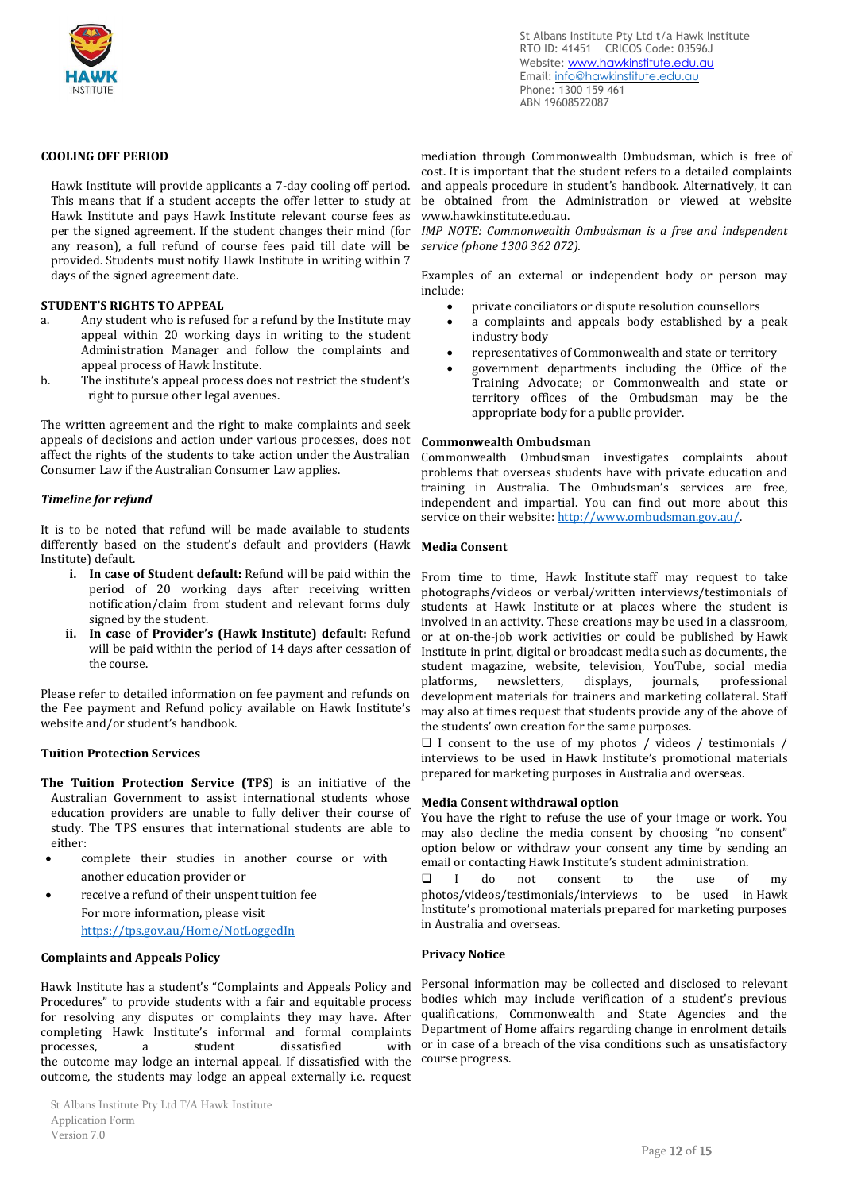## COOLING OFF PERIOD

Hawk Institute will provide applicants a 7-day cooling off period. This means that if a student accepts the offer letter to study at Hawk Institute and pays Hawk Institute relevant course fees as per the signed agreement. If the student changes their mind (for any reason), a full refund of course fees paid till date will be provided. Students must notify Hawk Institute in writing within 7 days of the signed agreement date.

## STUDENT'S RIGHTS TO APPEAL

a. Any student who is refused for a refund by the Institute may appeal within 20 working days in writing to the student Administration Manager and follow the complaints and appeal process of Hawk Institute.

b. The institute's appeal process does not restrict the student's right to pursue other legal avenues.

The written agreement and the right to make complaints and seek appeals of decisions and action under various processes, does not affect the rights of the students to take action under the Australian Consumer Law if the Australian Consumer Law applies.

### *Timeline for refund*

It is to be noted that refund will be made available to students differently based on the student's default and providers (Hawk Institute) default.

i. **In case of Student default:** Refund will be paid within the period of 20 working days after receiving written notification/claim from student and relevant forms duly signed by the student.

ii. **In case of Provider's (Hawk Institute) default:** Refund will be paid within the period of 14 days after cessation of the course.

Please refer to detailed information on fee payment and refunds on the Fee payment and Refund policy available on Hawk Institute's website and/or student's handbook.

### Tuition Protection Services

**The Tuition Protection Service (TPS)** is an initiative of the Australian Government to assist international students whose education providers are unable to fully deliver their course of study. The TPS ensures that international students are able to either:

- complete their studies in another course or with another education provider or
- receive a refund of their unspent tuition fee

  For more information, please visit https://tps.gov.au/Home/NotLoggedIn

### Complaints and Appeals Policy

Hawk Institute has a student's "Complaints and Appeals Policy and Procedures" to provide students with a fair and equitable process for resolving any disputes or complaints they may have. After completing Hawk Institute's informal and formal complaints processes, a student dissatisfied with the outcome may lodge an internal appeal. If dissatisfied with the outcome, the students may lodge an appeal externally i.e. request mediation through Commonwealth Ombudsman, which is free of cost. It is important that the student refers to a detailed complaints and appeals procedure in student's handbook. Alternatively, it can be obtained from the Administration or viewed at website www.hawkinstitute.edu.au.

*IMP NOTE: Commonwealth Ombudsman is a free and independent service (phone 1300 362 072).*

Examples of an external or independent body or person may include:

- private conciliators or dispute resolution counsellors
- a complaints and appeals body established by a peak industry body
- representatives of Commonwealth and state or territory
- government departments including the Office of the Training Advocate; or Commonwealth and state or territory offices of the Ombudsman may be the appropriate body for a public provider.

### Commonwealth Ombudsman

Commonwealth Ombudsman investigates complaints about problems that overseas students have with private education and training in Australia. The Ombudsman's services are free, independent and impartial. You can find out more about this service on their website: http://www.ombudsman.gov.au/.

### Media Consent

From time to time, Hawk Institute staff may request to take photographs/videos or verbal/written interviews/testimonials of students at Hawk Institute or at places where the student is involved in an activity. These creations may be used in a classroom, or at on-the-job work activities or could be published by Hawk Institute in print, digital or broadcast media such as documents, the student magazine, website, television, YouTube, social media platforms, newsletters, displays, journals, professional development materials for trainers and marketing collateral. Staff may also at times request that students provide any of the above of the students' own creation for the same purposes.

❑ I consent to the use of my photos / videos / testimonials / interviews to be used in Hawk Institute's promotional materials prepared for marketing purposes in Australia and overseas.

### Media Consent withdrawal option

You have the right to refuse the use of your image or work. You may also decline the media consent by choosing "no consent" option below or withdraw your consent any time by sending an email or contacting Hawk Institute's student administration.

❑ I do not consent to the use of my photos/videos/testimonials/interviews to be used in Hawk Institute's promotional materials prepared for marketing purposes in Australia and overseas.

### Privacy Notice

Personal information may be collected and disclosed to relevant bodies which may include verification of a student's previous qualifications, Commonwealth and State Agencies and the Department of Home affairs regarding change in enrolment details or in case of a breach of the visa conditions such as unsatisfactory course progress.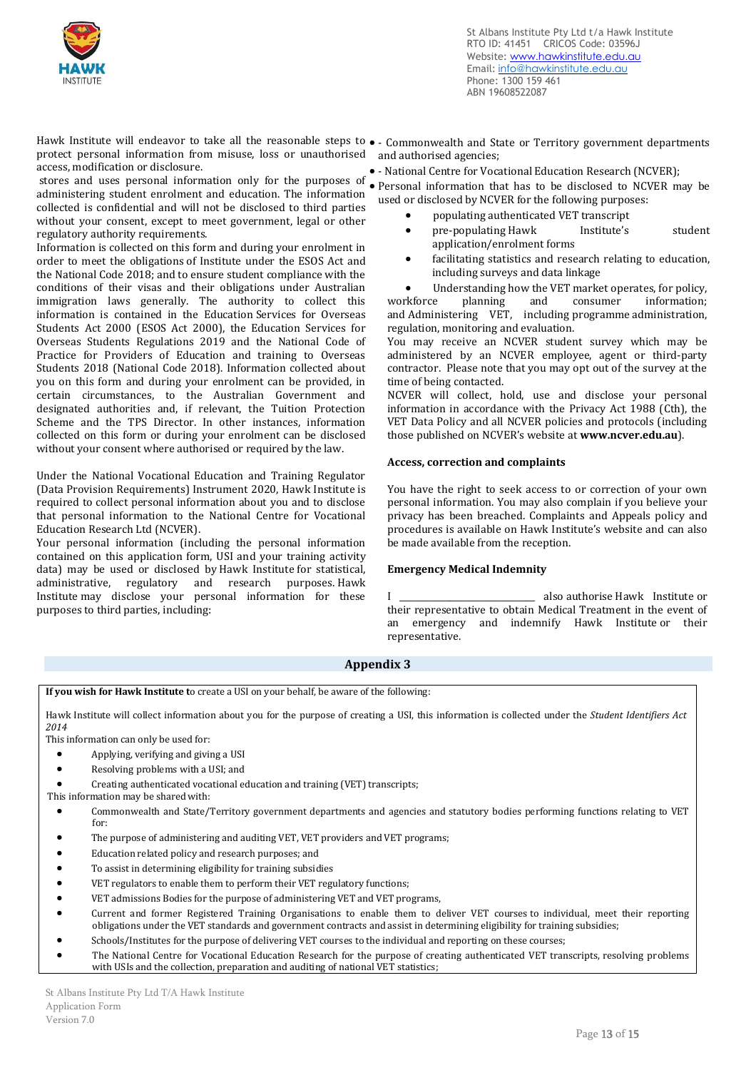Hawk Institute will endeavor to take all the reasonable steps to protect personal information from misuse, loss or unauthorised access, modification or disclosure.

stores and uses personal information only for the purposes of administering student enrolment and education. The information collected is confidential and will not be disclosed to third parties without your consent, except to meet government, legal or other regulatory authority requirements.

Information is collected on this form and during your enrolment in order to meet the obligations of Institute under the ESOS Act and the National Code 2018; and to ensure student compliance with the conditions of their visas and their obligations under Australian immigration laws generally. The authority to collect this information is contained in the Education Services for Overseas Students Act 2000 (ESOS Act 2000), the Education Services for Overseas Students Regulations 2019 and the National Code of Practice for Providers of Education and training to Overseas Students 2018 (National Code 2018). Information collected about you on this form and during your enrolment can be provided, in certain circumstances, to the Australian Government and designated authorities and, if relevant, the Tuition Protection Scheme and the TPS Director. In other instances, information collected on this form or during your enrolment can be disclosed without your consent where authorised or required by the law.

Under the National Vocational Education and Training Regulator (Data Provision Requirements) Instrument 2020, Hawk Institute is required to collect personal information about you and to disclose that personal information to the National Centre for Vocational Education Research Ltd (NCVER).

Your personal information (including the personal information contained on this application form, USI and your training activity data) may be used or disclosed by Hawk Institute for statistical, administrative, regulatory and research purposes. Hawk Institute may disclose your personal information for these purposes to third parties, including:

- - Commonwealth and State or Territory government departments and authorised agencies;
- - National Centre for Vocational Education Research (NCVER);
- Personal information that has to be disclosed to NCVER may be used or disclosed by NCVER for the following purposes:
  - populating authenticated VET transcript
  - pre-populating Hawk Institute's student application/enrolment forms
  - facilitating statistics and research relating to education, including surveys and data linkage
  - Understanding how the VET market operates, for policy, workforce planning and consumer information; and Administering VET, including programme administration, regulation, monitoring and evaluation.

You may receive an NCVER student survey which may be administered by an NCVER employee, agent or third-party contractor. Please note that you may opt out of the survey at the time of being contacted.

NCVER will collect, hold, use and disclose your personal information in accordance with the Privacy Act 1988 (Cth), the VET Data Policy and all NCVER policies and protocols (including those published on NCVER's website at **www.ncver.edu.au**).

**Access, correction and complaints**

You have the right to seek access to or correction of your own personal information. You may also complain if you believe your privacy has been breached. Complaints and Appeals policy and procedures is available on Hawk Institute's website and can also be made available from the reception.

**Emergency Medical Indemnity**

I ____________________________ also authorise Hawk Institute or their representative to obtain Medical Treatment in the event of an emergency and indemnify Hawk Institute or their representative.

## Appendix 3

**If you wish for Hawk Institute t**o create a USI on your behalf, be aware of the following:

Hawk Institute will collect information about you for the purpose of creating a USI, this information is collected under the *Student Identifiers Act 2014*

This information can only be used for:

- Applying, verifying and giving a USI
- Resolving problems with a USI; and
- Creating authenticated vocational education and training (VET) transcripts;

This information may be shared with:

- Commonwealth and State/Territory government departments and agencies and statutory bodies performing functions relating to VET for:
- The purpose of administering and auditing VET, VET providers and VET programs;
- Education related policy and research purposes; and
- To assist in determining eligibility for training subsidies
- VET regulators to enable them to perform their VET regulatory functions;
- VET admissions Bodies for the purpose of administering VET and VET programs,
- Current and former Registered Training Organisations to enable them to deliver VET courses to individual, meet their reporting obligations under the VET standards and government contracts and assist in determining eligibility for training subsidies;
- Schools/Institutes for the purpose of delivering VET courses to the individual and reporting on these courses;
- The National Centre for Vocational Education Research for the purpose of creating authenticated VET transcripts, resolving problems with USIs and the collection, preparation and auditing of national VET statistics;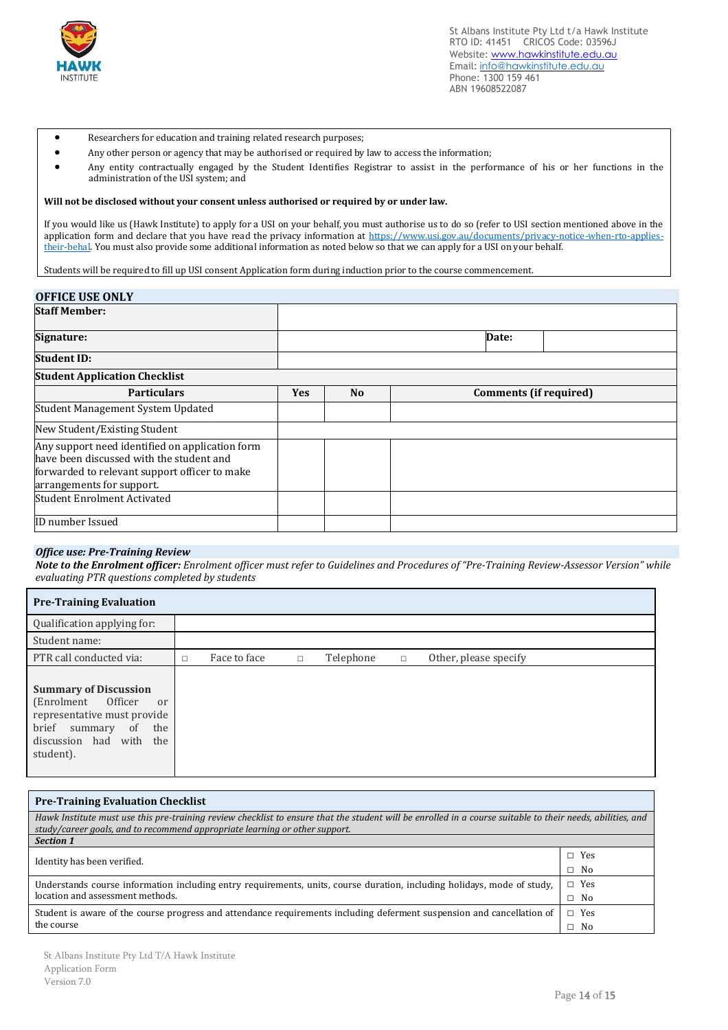- Researchers for education and training related research purposes;
- Any other person or agency that may be authorised or required by law to access the information;
- Any entity contractually engaged by the Student Identifies Registrar to assist in the performance of his or her functions in the administration of the USI system; and

**Will not be disclosed without your consent unless authorised or required by or under law.**

If you would like us (Hawk Institute) to apply for a USI on your behalf, you must authorise us to do so (refer to USI section mentioned above in the application form and declare that you have read the privacy information at https://www.usi.gov.au/documents/privacy-notice-when-rto-applies-their-behal. You must also provide some additional information as noted below so that we can apply for a USI on your behalf.

Students will be required to fill up USI consent Application form during induction prior to the course commencement.

## OFFICE USE ONLY

| **Staff Member:** | | | |
|---|---|---|---|
| **Signature:** | | **Date:** | |
| **Student ID:** | | | |

**Student Application Checklist**

| Particulars | Yes | No | Comments (if required) |
|---|---|---|---|
| Student Management System Updated | | | |
| New Student/Existing Student | | | |
| Any support need identified on application form have been discussed with the student and forwarded to relevant support officer to make arrangements for support. | | | |
| Student Enrolment Activated | | | |
| ID number Issued | | | |

***Office use: Pre-Training Review***

***Note to the Enrolment officer:*** *Enrolment officer must refer to Guidelines and Procedures of "Pre-Training Review-Assessor Version" while evaluating PTR questions completed by students*

| **Pre-Training Evaluation** | |
|---|---|
| Qualification applying for: | |
| Student name: | |
| PTR call conducted via: | ☐ Face to face ☐ Telephone ☐ Other, please specify |
| **Summary of Discussion** (Enrolment Officer or representative must provide brief summary of the discussion had with the student). | |

| **Pre-Training Evaluation Checklist** | |
|---|---|
| *Hawk Institute must use this pre-training review checklist to ensure that the student will be enrolled in a course suitable to their needs, abilities, and study/career goals, and to recommend appropriate learning or other support.* | |
| ***Section 1*** | |
| Identity has been verified. | ☐ Yes ☐ No |
| Understands course information including entry requirements, units, course duration, including holidays, mode of study, location and assessment methods. | ☐ Yes ☐ No |
| Student is aware of the course progress and attendance requirements including deferment suspension and cancellation of the course | ☐ Yes ☐ No |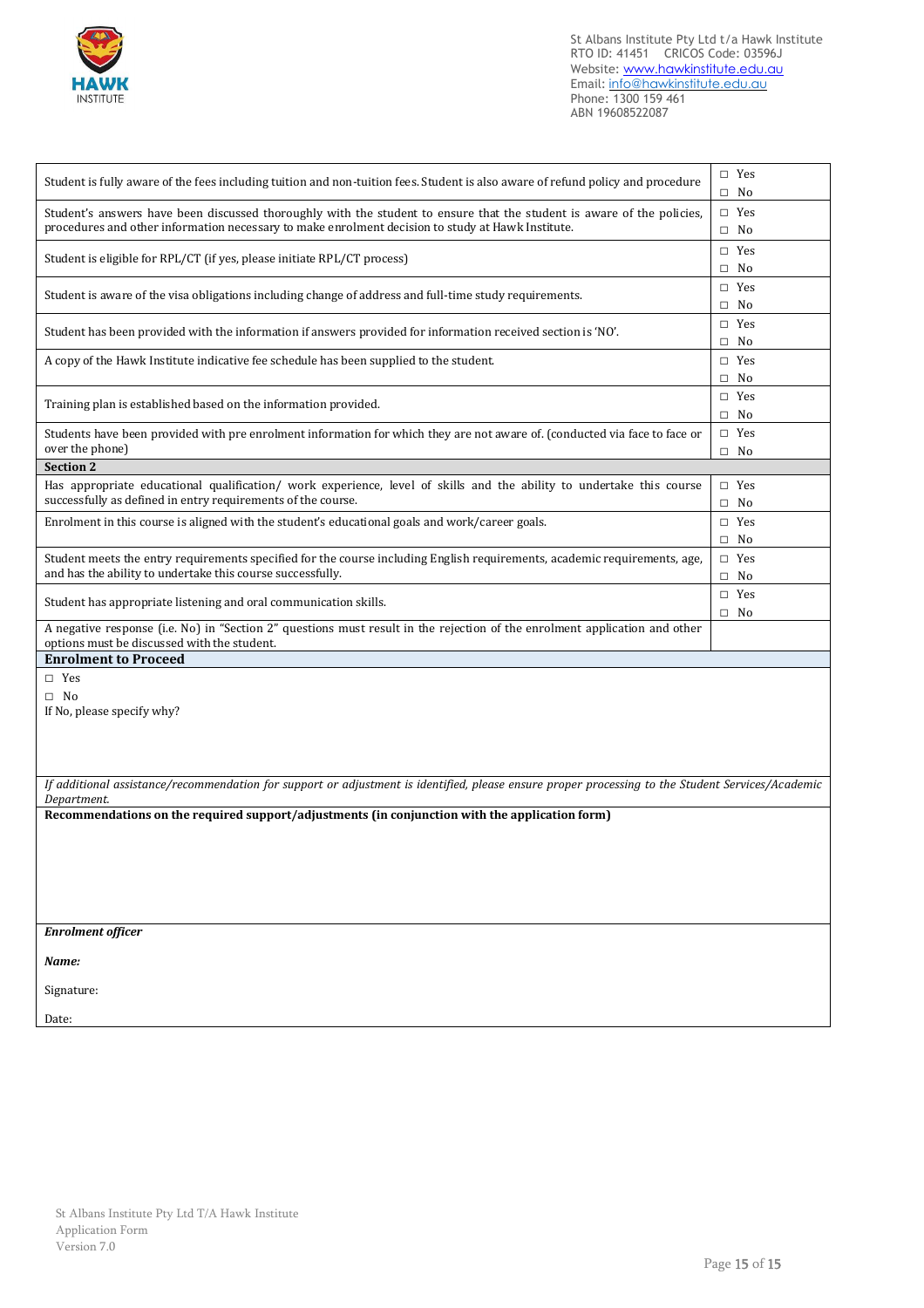| | |
|---|---|
| Student is fully aware of the fees including tuition and non-tuition fees. Student is also aware of refund policy and procedure | □ Yes<br>□ No |
| Student's answers have been discussed thoroughly with the student to ensure that the student is aware of the policies, procedures and other information necessary to make enrolment decision to study at Hawk Institute. | □ Yes<br>□ No |
| Student is eligible for RPL/CT (if yes, please initiate RPL/CT process) | □ Yes<br>□ No |
| Student is aware of the visa obligations including change of address and full-time study requirements. | □ Yes<br>□ No |
| Student has been provided with the information if answers provided for information received section is 'NO'. | □ Yes<br>□ No |
| A copy of the Hawk Institute indicative fee schedule has been supplied to the student. | □ Yes<br>□ No |
| Training plan is established based on the information provided. | □ Yes<br>□ No |
| Students have been provided with pre enrolment information for which they are not aware of. (conducted via face to face or over the phone) | □ Yes<br>□ No |
| **Section 2** | |
| Has appropriate educational qualification/ work experience, level of skills and the ability to undertake this course successfully as defined in entry requirements of the course. | □ Yes<br>□ No |
| Enrolment in this course is aligned with the student's educational goals and work/career goals. | □ Yes<br>□ No |
| Student meets the entry requirements specified for the course including English requirements, academic requirements, age, and has the ability to undertake this course successfully. | □ Yes<br>□ No |
| Student has appropriate listening and oral communication skills. | □ Yes<br>□ No |
| A negative response (i.e. No) in "Section 2" questions must result in the rejection of the enrolment application and other options must be discussed with the student. | |

**Enrolment to Proceed**

□ Yes

□ No

If No, please specify why?

*If additional assistance/recommendation for support or adjustment is identified, please ensure proper processing to the Student Services/Academic Department.*

**Recommendations on the required support/adjustments (in conjunction with the application form)**

***Enrolment officer***

***Name:***

Signature:

Date: